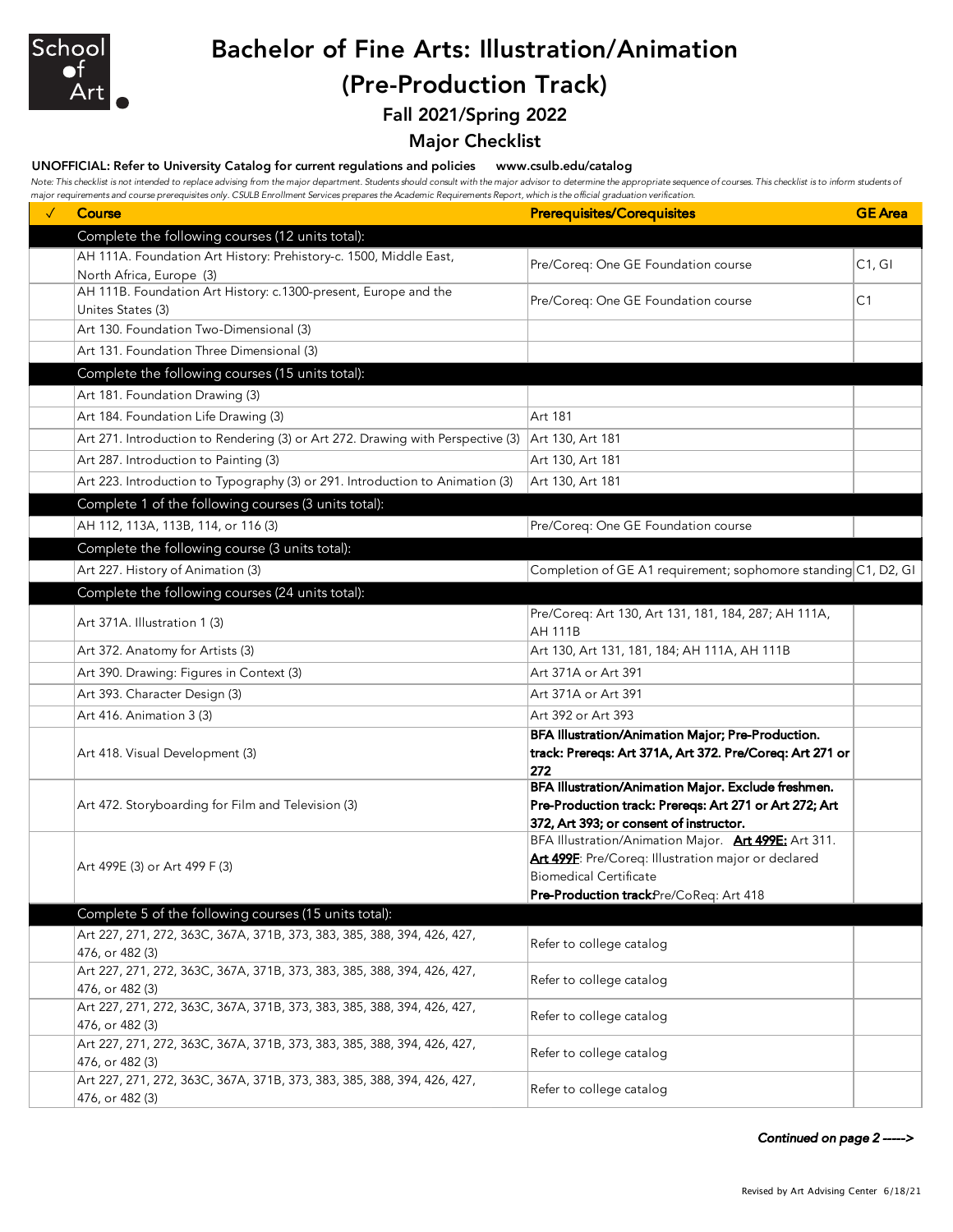School of Art

# Bachelor of Fine Arts: Illustration/Animation (Pre-Production Track)

## Fall 2021/Spring 2022

## Major Checklist

**UNOFFICIAL: Refer to University Catalog for current regulations and policies** **www.csulb.edu/catalog**

*Note: This checklist is not intended to replace advising from the major department. Students should consult with the major advisor to determine the appropriate sequence of courses. This checklist is to inform students of major requirements and course prerequisites only. CSULB Enrollment Services prepares the Academic Requirements Report, which is the official graduation verification.*

| ✓ | Course | Prerequisites/Corequisites | GE Area |
|---|---|---|---|
| | **Complete the following courses (12 units total):** | | |
| | AH 111A. Foundation Art History: Prehistory-c. 1500, Middle East, North Africa, Europe (3) | Pre/Coreq: One GE Foundation course | C1, GI |
| | AH 111B. Foundation Art History: c.1300-present, Europe and the Unites States (3) | Pre/Coreq: One GE Foundation course | C1 |
| | Art 130. Foundation Two-Dimensional (3) | | |
| | Art 131. Foundation Three Dimensional (3) | | |
| | **Complete the following courses (15 units total):** | | |
| | Art 181. Foundation Drawing (3) | | |
| | Art 184. Foundation Life Drawing (3) | Art 181 | |
| | Art 271. Introduction to Rendering (3) or Art 272. Drawing with Perspective (3) | Art 130, Art 181 | |
| | Art 287. Introduction to Painting (3) | Art 130, Art 181 | |
| | Art 223. Introduction to Typography (3) or 291. Introduction to Animation (3) | Art 130, Art 181 | |
| | **Complete 1 of the following courses (3 units total):** | | |
| | AH 112, 113A, 113B, 114, or 116 (3) | Pre/Coreq: One GE Foundation course | |
| | **Complete the following course (3 units total):** | | |
| | Art 227. History of Animation (3) | Completion of GE A1 requirement; sophomore standing | C1, D2, GI |
| | **Complete the following courses (24 units total):** | | |
| | Art 371A. Illustration 1 (3) | Pre/Coreq: Art 130, Art 131, 181, 184, 287; AH 111A, AH 111B | |
| | Art 372. Anatomy for Artists (3) | Art 130, Art 131, 181, 184; AH 111A, AH 111B | |
| | Art 390. Drawing: Figures in Context (3) | Art 371A or Art 391 | |
| | Art 393. Character Design (3) | Art 371A or Art 391 | |
| | Art 416. Animation 3 (3) | Art 392 or Art 393 | |
| | Art 418. Visual Development (3) | **BFA Illustration/Animation Major; Pre-Production. track: Prereqs: Art 371A, Art 372. Pre/Coreq: Art 271 or 272** | |
| | Art 472. Storyboarding for Film and Television (3) | **BFA Illustration/Animation Major. Exclude freshmen. Pre-Production track: Prereqs: Art 271 or Art 272; Art 372, Art 393; or consent of instructor.** | |
| | Art 499E (3) or Art 499 F (3) | BFA Illustration/Animation Major. **Art 499E:** Art 311. **Art 499F**: Pre/Coreq: Illustration major or declared Biomedical Certificate **Pre-Production track:** Pre/CoReq: Art 418 | |
| | **Complete 5 of the following courses (15 units total):** | | |
| | Art 227, 271, 272, 363C, 367A, 371B, 373, 383, 385, 388, 394, 426, 427, 476, or 482 (3) | Refer to college catalog | |
| | Art 227, 271, 272, 363C, 367A, 371B, 373, 383, 385, 388, 394, 426, 427, 476, or 482 (3) | Refer to college catalog | |
| | Art 227, 271, 272, 363C, 367A, 371B, 373, 383, 385, 388, 394, 426, 427, 476, or 482 (3) | Refer to college catalog | |
| | Art 227, 271, 272, 363C, 367A, 371B, 373, 383, 385, 388, 394, 426, 427, 476, or 482 (3) | Refer to college catalog | |
| | Art 227, 271, 272, 363C, 367A, 371B, 373, 383, 385, 388, 394, 426, 427, 476, or 482 (3) | Refer to college catalog | |

***Continued on page 2 ----->***

Revised by Art Advising Center 6/18/21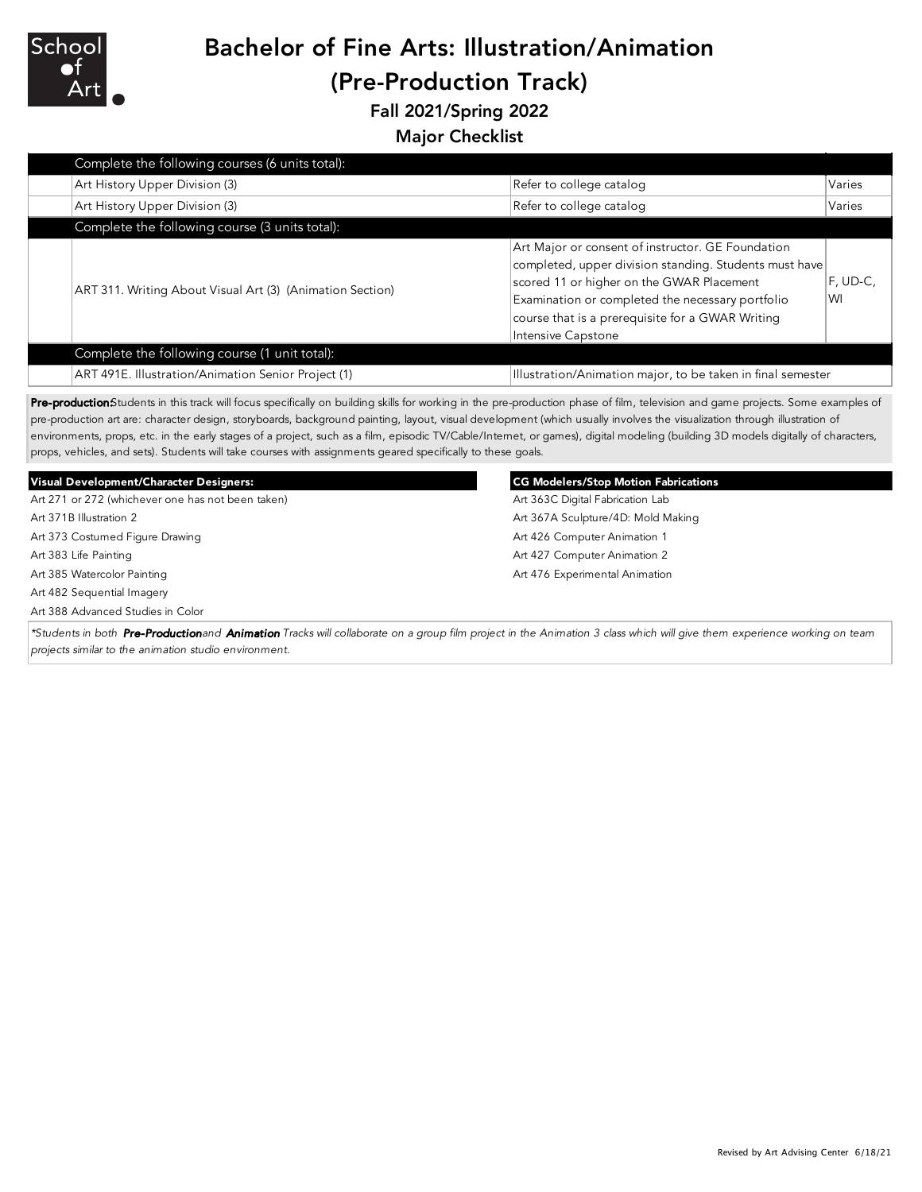# Bachelor of Fine Arts: Illustration/Animation (Pre-Production Track)

## Fall 2021/Spring 2022

## Major Checklist

| | | | |
|---|---|---|---|
| | **Complete the following courses (6 units total):** | | |
| | Art History Upper Division (3) | Refer to college catalog | Varies |
| | Art History Upper Division (3) | Refer to college catalog | Varies |
| | **Complete the following course (3 units total):** | | |
| | ART 311. Writing About Visual Art (3) (Animation Section) | Art Major or consent of instructor. GE Foundation completed, upper division standing. Students must have scored 11 or higher on the GWAR Placement Examination or completed the necessary portfolio course that is a prerequisite for a GWAR Writing Intensive Capstone | F, UD-C, WI |
| | **Complete the following course (1 unit total):** | | |
| | ART 491E. Illustration/Animation Senior Project (1) | Illustration/Animation major, to be taken in final semester | |

**Pre-production:** Students in this track will focus specifically on building skills for working in the pre-production phase of film, television and game projects. Some examples of pre-production art are: character design, storyboards, background painting, layout, visual development (which usually involves the visualization through illustration of environments, props, etc. in the early stages of a project, such as a film, episodic TV/Cable/Internet, or games), digital modeling (building 3D models digitally of characters, props, vehicles, and sets). Students will take courses with assignments geared specifically to these goals.

| Visual Development/Character Designers: | CG Modelers/Stop Motion Fabrications |
|---|---|
| Art 271 or 272 (whichever one has not been taken) | Art 363C Digital Fabrication Lab |
| Art 371B Illustration 2 | Art 367A Sculpture/4D: Mold Making |
| Art 373 Costumed Figure Drawing | Art 426 Computer Animation 1 |
| Art 383 Life Painting | Art 427 Computer Animation 2 |
| Art 385 Watercolor Painting | Art 476 Experimental Animation |
| Art 482 Sequential Imagery | |
| Art 388 Advanced Studies in Color | |

*\*Students in both **Pre-Production** and **Animation** Tracks will collaborate on a group film project in the Animation 3 class which will give them experience working on team projects similar to the animation studio environment.*

Revised by Art Advising Center 6/18/21